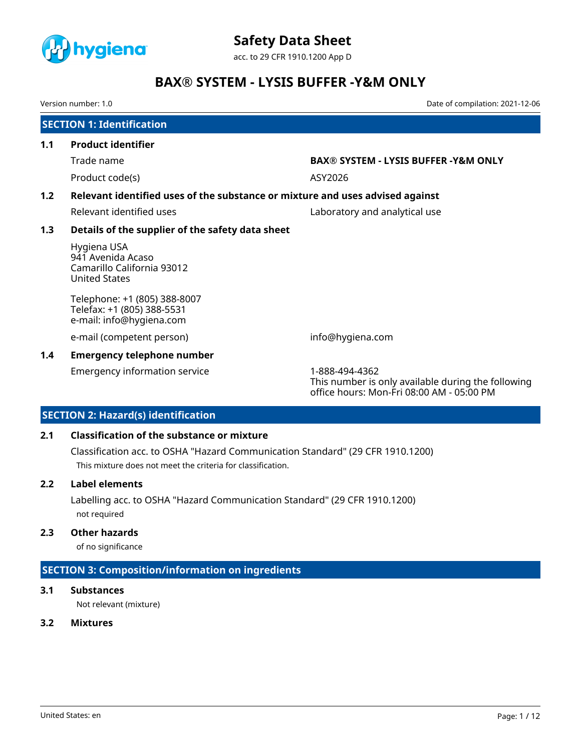# Safety Data Sheet

acc. to 29 CFR 1910.1200 App D

# BAX® SYSTEM - LYSIS BUFFER -Y&M ONLY

Version number: 1.0

Date of compilation: 2021-12-06

## SECTION 1: Identification

### 1.1 Product identifier

| | |
|---|---|
| Trade name | **BAX® SYSTEM - LYSIS BUFFER -Y&M ONLY** |
| Product code(s) | ASY2026 |

### 1.2 Relevant identified uses of the substance or mixture and uses advised against

| | |
|---|---|
| Relevant identified uses | Laboratory and analytical use |

### 1.3 Details of the supplier of the safety data sheet

Hygiena USA
941 Avenida Acaso
Camarillo California 93012
United States

Telephone: +1 (805) 388-8007
Telefax: +1 (805) 388-5531
e-mail: info@hygiena.com

| | |
|---|---|
| e-mail (competent person) | info@hygiena.com |

### 1.4 Emergency telephone number

| | |
|---|---|
| Emergency information service | 1-888-494-4362<br>This number is only available during the following office hours: Mon-Fri 08:00 AM - 05:00 PM |

## SECTION 2: Hazard(s) identification

### 2.1 Classification of the substance or mixture

Classification acc. to OSHA "Hazard Communication Standard" (29 CFR 1910.1200)

This mixture does not meet the criteria for classification.

### 2.2 Label elements

Labelling acc. to OSHA "Hazard Communication Standard" (29 CFR 1910.1200)

not required

### 2.3 Other hazards

of no significance

## SECTION 3: Composition/information on ingredients

### 3.1 Substances

Not relevant (mixture)

### 3.2 Mixtures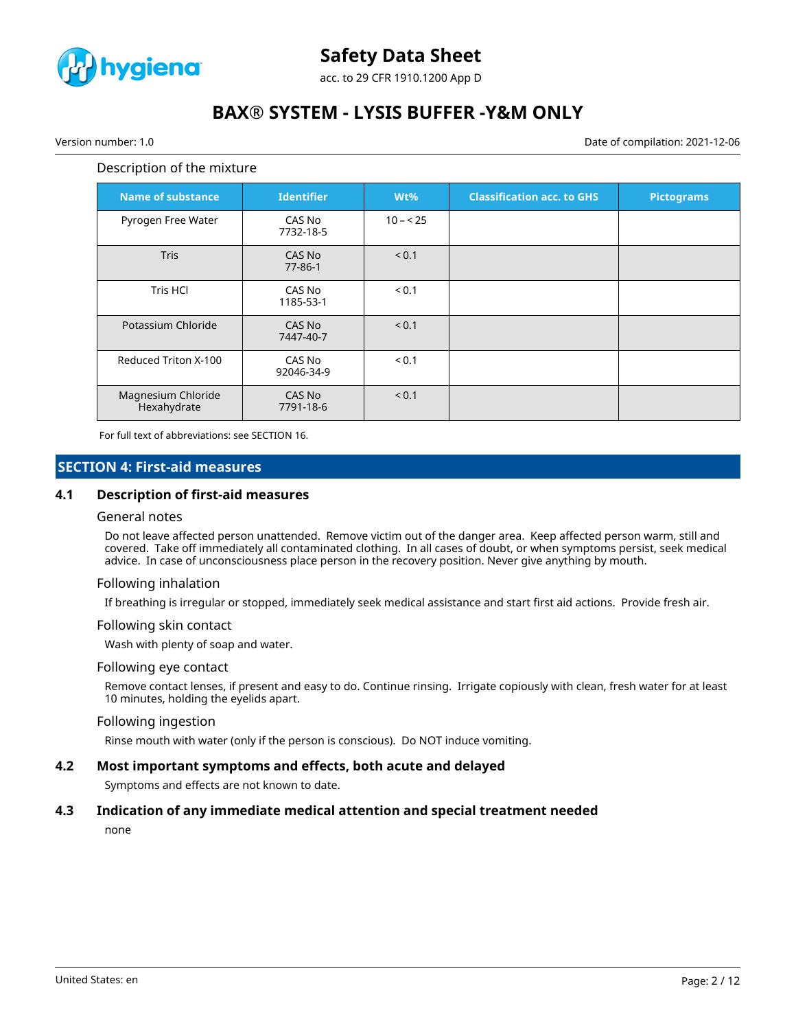Description of the mixture

| Name of substance | Identifier | Wt% | Classification acc. to GHS | Pictograms |
|---|---|---|---|---|
| Pyrogen Free Water | CAS No 7732-18-5 | 10 – < 25 | | |
| Tris | CAS No 77-86-1 | < 0.1 | | |
| Tris HCl | CAS No 1185-53-1 | < 0.1 | | |
| Potassium Chloride | CAS No 7447-40-7 | < 0.1 | | |
| Reduced Triton X-100 | CAS No 92046-34-9 | < 0.1 | | |
| Magnesium Chloride Hexahydrate | CAS No 7791-18-6 | < 0.1 | | |

For full text of abbreviations: see SECTION 16.

## SECTION 4: First-aid measures

### 4.1 Description of first-aid measures

#### General notes

Do not leave affected person unattended. Remove victim out of the danger area. Keep affected person warm, still and covered. Take off immediately all contaminated clothing. In all cases of doubt, or when symptoms persist, seek medical advice. In case of unconsciousness place person in the recovery position. Never give anything by mouth.

#### Following inhalation

If breathing is irregular or stopped, immediately seek medical assistance and start first aid actions. Provide fresh air.

#### Following skin contact

Wash with plenty of soap and water.

#### Following eye contact

Remove contact lenses, if present and easy to do. Continue rinsing. Irrigate copiously with clean, fresh water for at least 10 minutes, holding the eyelids apart.

#### Following ingestion

Rinse mouth with water (only if the person is conscious). Do NOT induce vomiting.

### 4.2 Most important symptoms and effects, both acute and delayed

Symptoms and effects are not known to date.

### 4.3 Indication of any immediate medical attention and special treatment needed

none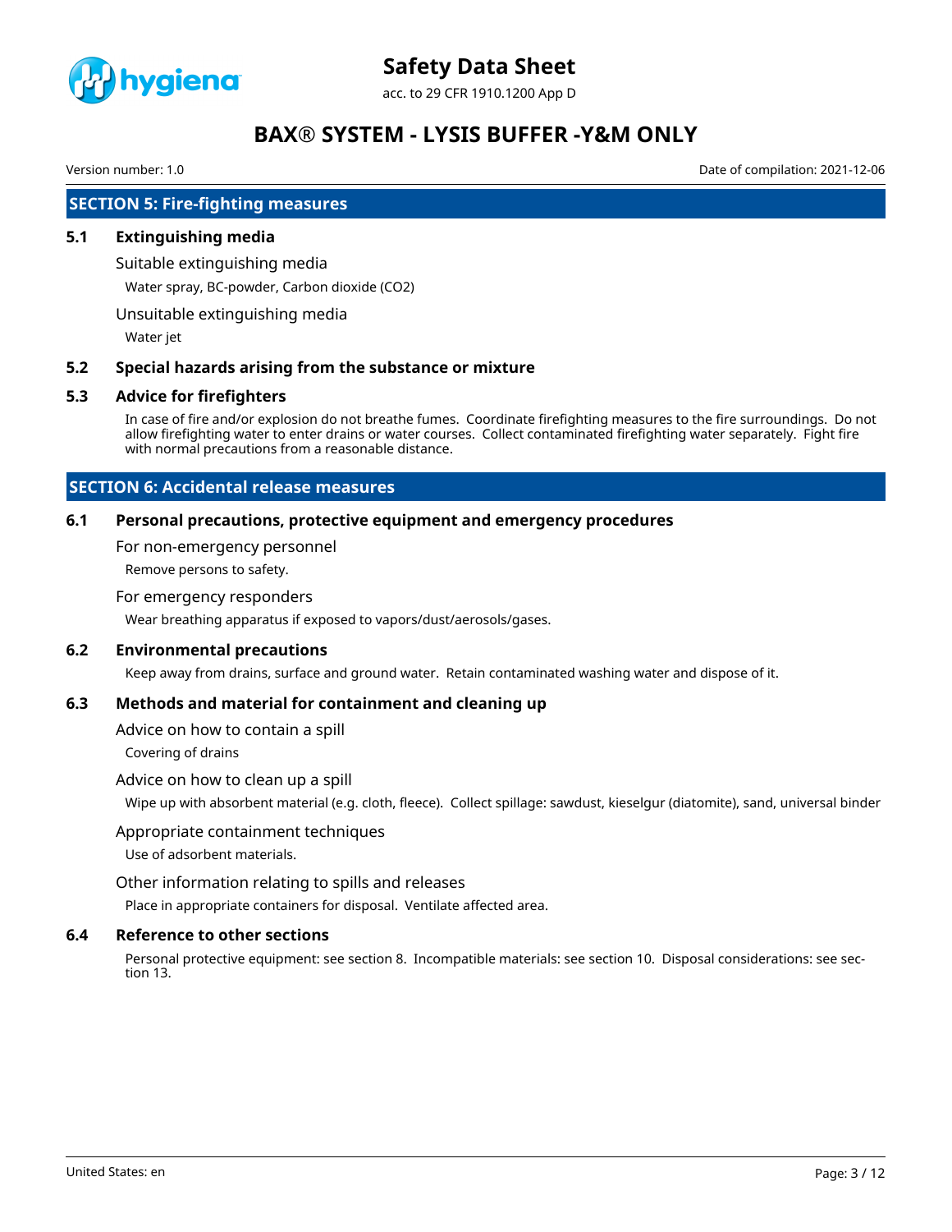## SECTION 5: Fire-fighting measures

### 5.1 Extinguishing media

Suitable extinguishing media

Water spray, BC-powder, Carbon dioxide ($CO_2$)

Unsuitable extinguishing media

Water jet

### 5.2 Special hazards arising from the substance or mixture

### 5.3 Advice for firefighters

In case of fire and/or explosion do not breathe fumes. Coordinate firefighting measures to the fire surroundings. Do not allow firefighting water to enter drains or water courses. Collect contaminated firefighting water separately. Fight fire with normal precautions from a reasonable distance.

## SECTION 6: Accidental release measures

### 6.1 Personal precautions, protective equipment and emergency procedures

For non-emergency personnel

Remove persons to safety.

For emergency responders

Wear breathing apparatus if exposed to vapors/dust/aerosols/gases.

### 6.2 Environmental precautions

Keep away from drains, surface and ground water. Retain contaminated washing water and dispose of it.

### 6.3 Methods and material for containment and cleaning up

Advice on how to contain a spill

Covering of drains

Advice on how to clean up a spill

Wipe up with absorbent material (e.g. cloth, fleece). Collect spillage: sawdust, kieselgur (diatomite), sand, universal binder

Appropriate containment techniques

Use of adsorbent materials.

Other information relating to spills and releases

Place in appropriate containers for disposal. Ventilate affected area.

### 6.4 Reference to other sections

Personal protective equipment: see section 8. Incompatible materials: see section 10. Disposal considerations: see section 13.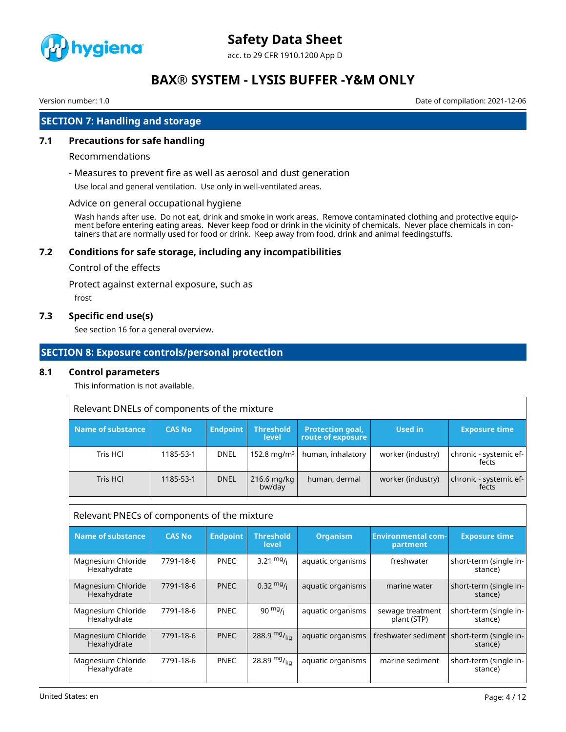## SECTION 7: Handling and storage

### 7.1 Precautions for safe handling

Recommendations

- Measures to prevent fire as well as aerosol and dust generation

Use local and general ventilation. Use only in well-ventilated areas.

Advice on general occupational hygiene

Wash hands after use. Do not eat, drink and smoke in work areas. Remove contaminated clothing and protective equipment before entering eating areas. Never keep food or drink in the vicinity of chemicals. Never place chemicals in containers that are normally used for food or drink. Keep away from food, drink and animal feedingstuffs.

### 7.2 Conditions for safe storage, including any incompatibilities

Control of the effects

Protect against external exposure, such as

frost

### 7.3 Specific end use(s)

See section 16 for a general overview.

## SECTION 8: Exposure controls/personal protection

### 8.1 Control parameters

This information is not available.

**Relevant DNELs of components of the mixture**

| Name of substance | CAS No | Endpoint | Threshold level | Protection goal, route of exposure | Used in | Exposure time |
|---|---|---|---|---|---|---|
| Tris HCl | 1185-53-1 | DNEL | 152.8 mg/m³ | human, inhalatory | worker (industry) | chronic - systemic effects |
| Tris HCl | 1185-53-1 | DNEL | 216.6 mg/kg bw/day | human, dermal | worker (industry) | chronic - systemic effects |

**Relevant PNECs of components of the mixture**

| Name of substance | CAS No | Endpoint | Threshold level | Organism | Environmental compartment | Exposure time |
|---|---|---|---|---|---|---|
| Magnesium Chloride Hexahydrate | 7791-18-6 | PNEC | 3.21 mg/l | aquatic organisms | freshwater | short-term (single instance) |
| Magnesium Chloride Hexahydrate | 7791-18-6 | PNEC | 0.32 mg/l | aquatic organisms | marine water | short-term (single instance) |
| Magnesium Chloride Hexahydrate | 7791-18-6 | PNEC | 90 mg/l | aquatic organisms | sewage treatment plant (STP) | short-term (single instance) |
| Magnesium Chloride Hexahydrate | 7791-18-6 | PNEC | 288.9 mg/kg | aquatic organisms | freshwater sediment | short-term (single instance) |
| Magnesium Chloride Hexahydrate | 7791-18-6 | PNEC | 28.89 mg/kg | aquatic organisms | marine sediment | short-term (single instance) |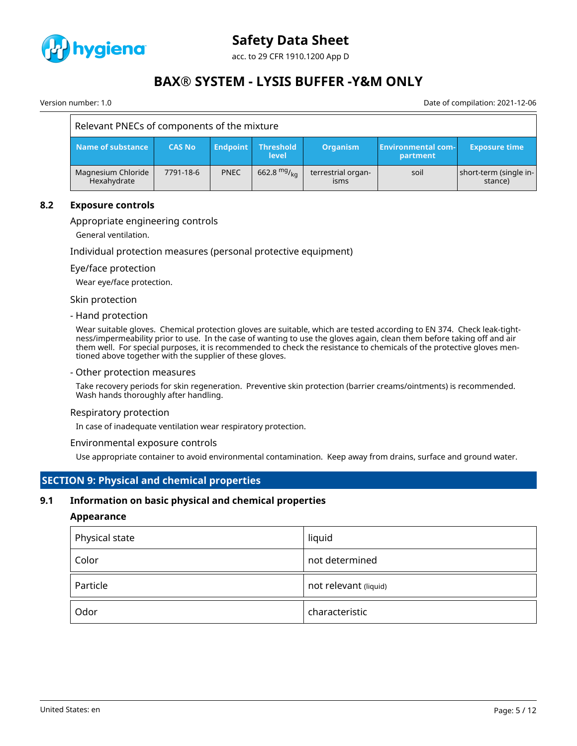| Relevant PNECs of components of the mixture | | | | | | |
|---|---|---|---|---|---|---|
| **Name of substance** | **CAS No** | **Endpoint** | **Threshold level** | **Organism** | **Environmental compartment** | **Exposure time** |
| Magnesium Chloride Hexahydrate | 7791-18-6 | PNEC | 662.8 $^{mg}/_{kg}$ | terrestrial organisms | soil | short-term (single instance) |

## 8.2 Exposure controls

### Appropriate engineering controls

General ventilation.

### Individual protection measures (personal protective equipment)

#### Eye/face protection

Wear eye/face protection.

#### Skin protection

- Hand protection

Wear suitable gloves. Chemical protection gloves are suitable, which are tested according to EN 374. Check leak-tightness/impermeability prior to use. In the case of wanting to use the gloves again, clean them before taking off and air them well. For special purposes, it is recommended to check the resistance to chemicals of the protective gloves mentioned above together with the supplier of these gloves.

- Other protection measures

Take recovery periods for skin regeneration. Preventive skin protection (barrier creams/ointments) is recommended. Wash hands thoroughly after handling.

#### Respiratory protection

In case of inadequate ventilation wear respiratory protection.

### Environmental exposure controls

Use appropriate container to avoid environmental contamination. Keep away from drains, surface and ground water.

# SECTION 9: Physical and chemical properties

## 9.1 Information on basic physical and chemical properties

**Appearance**

| Physical state | liquid |
|---|---|
| Color | not determined |
| Particle | not relevant (liquid) |
| Odor | characteristic |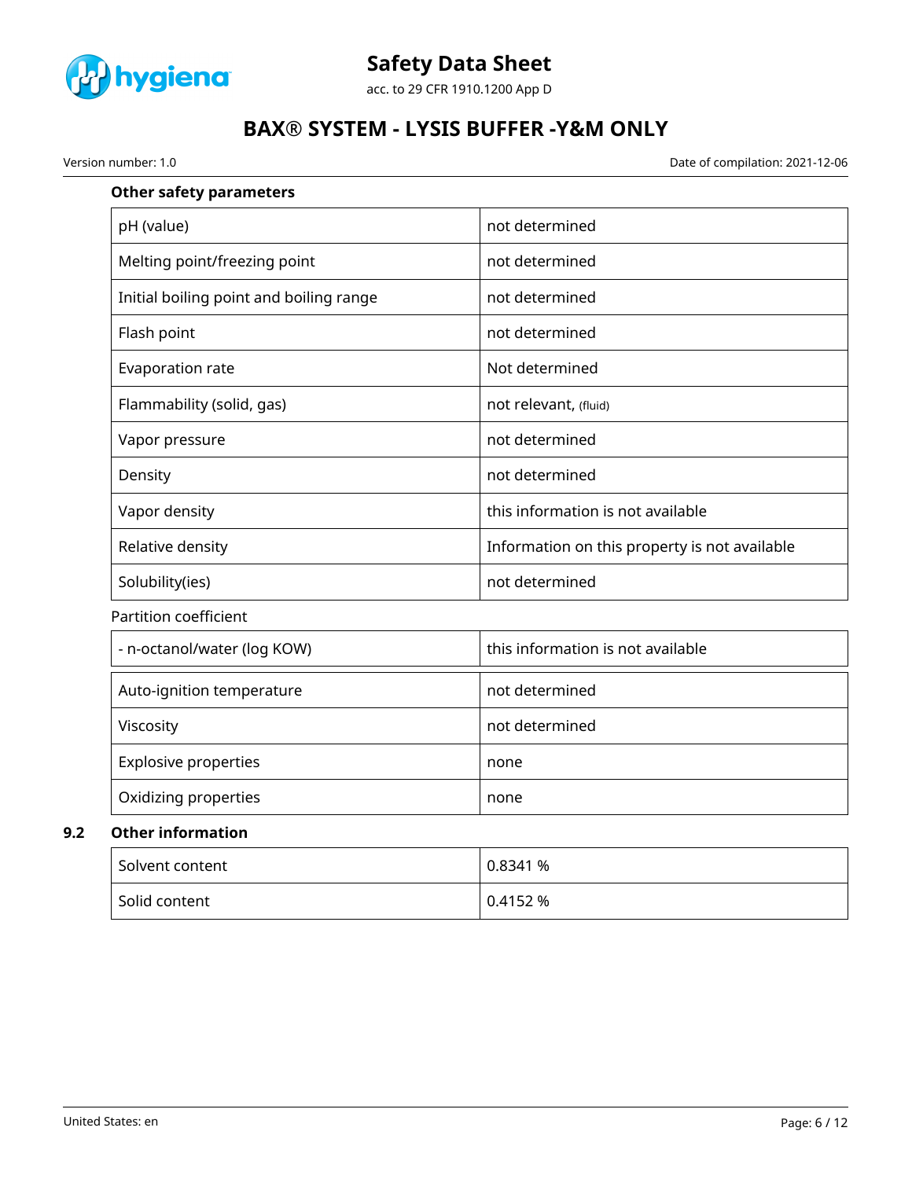**Other safety parameters**

| | |
|---|---|
| pH (value) | not determined |
| Melting point/freezing point | not determined |
| Initial boiling point and boiling range | not determined |
| Flash point | not determined |
| Evaporation rate | Not determined |
| Flammability (solid, gas) | not relevant, (fluid) |
| Vapor pressure | not determined |
| Density | not determined |
| Vapor density | this information is not available |
| Relative density | Information on this property is not available |
| Solubility(ies) | not determined |

Partition coefficient

| | |
|---|---|
| - n-octanol/water (log KOW) | this information is not available |
| Auto-ignition temperature | not determined |
| Viscosity | not determined |
| Explosive properties | none |
| Oxidizing properties | none |

### 9.2 Other information

| | |
|---|---|
| Solvent content | 0.8341 % |
| Solid content | 0.4152 % |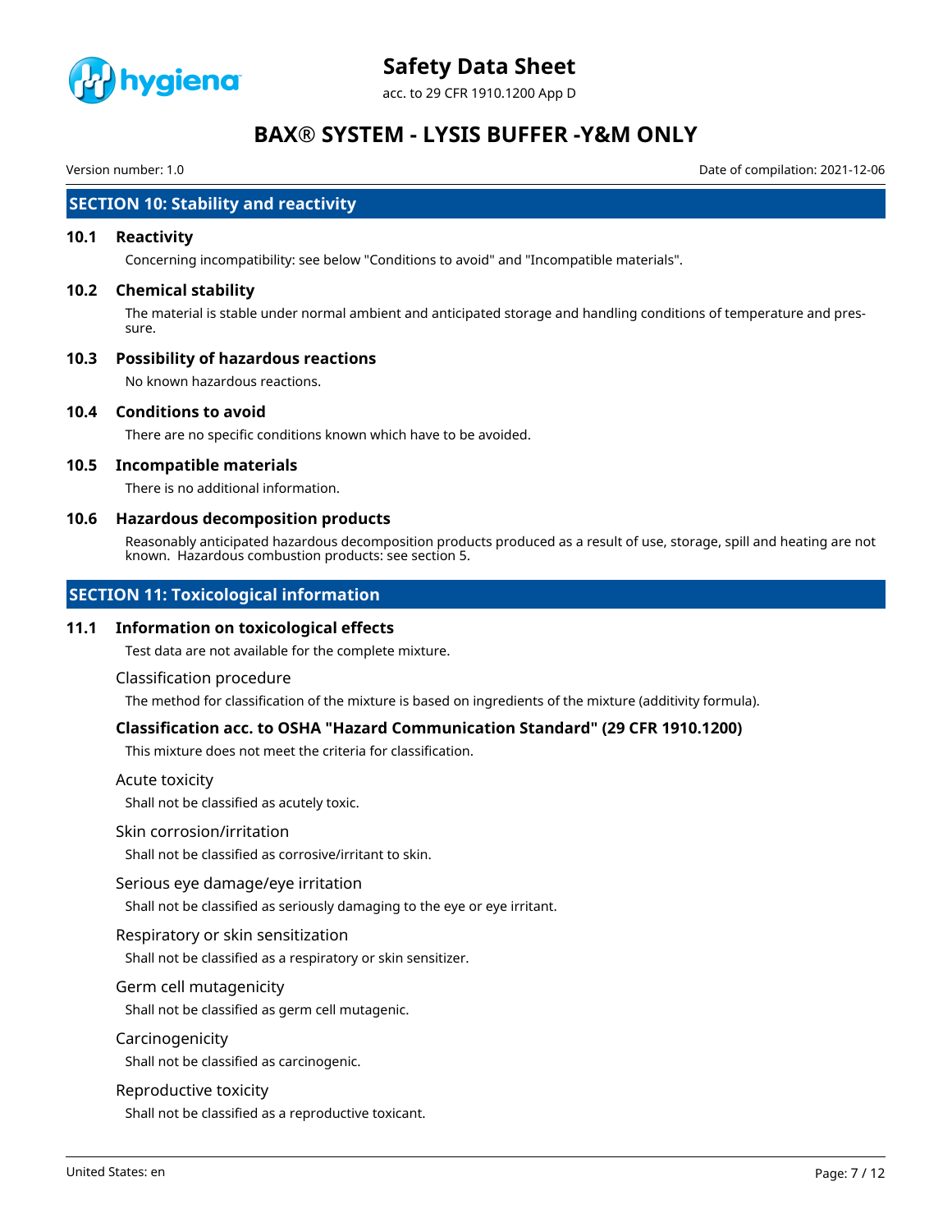## SECTION 10: Stability and reactivity

### 10.1 Reactivity

Concerning incompatibility: see below "Conditions to avoid" and "Incompatible materials".

### 10.2 Chemical stability

The material is stable under normal ambient and anticipated storage and handling conditions of temperature and pressure.

### 10.3 Possibility of hazardous reactions

No known hazardous reactions.

### 10.4 Conditions to avoid

There are no specific conditions known which have to be avoided.

### 10.5 Incompatible materials

There is no additional information.

### 10.6 Hazardous decomposition products

Reasonably anticipated hazardous decomposition products produced as a result of use, storage, spill and heating are not known. Hazardous combustion products: see section 5.

## SECTION 11: Toxicological information

### 11.1 Information on toxicological effects

Test data are not available for the complete mixture.

Classification procedure

The method for classification of the mixture is based on ingredients of the mixture (additivity formula).

**Classification acc. to OSHA "Hazard Communication Standard" (29 CFR 1910.1200)**

This mixture does not meet the criteria for classification.

Acute toxicity

Shall not be classified as acutely toxic.

Skin corrosion/irritation

Shall not be classified as corrosive/irritant to skin.

Serious eye damage/eye irritation

Shall not be classified as seriously damaging to the eye or eye irritant.

Respiratory or skin sensitization

Shall not be classified as a respiratory or skin sensitizer.

Germ cell mutagenicity

Shall not be classified as germ cell mutagenic.

Carcinogenicity

Shall not be classified as carcinogenic.

Reproductive toxicity

Shall not be classified as a reproductive toxicant.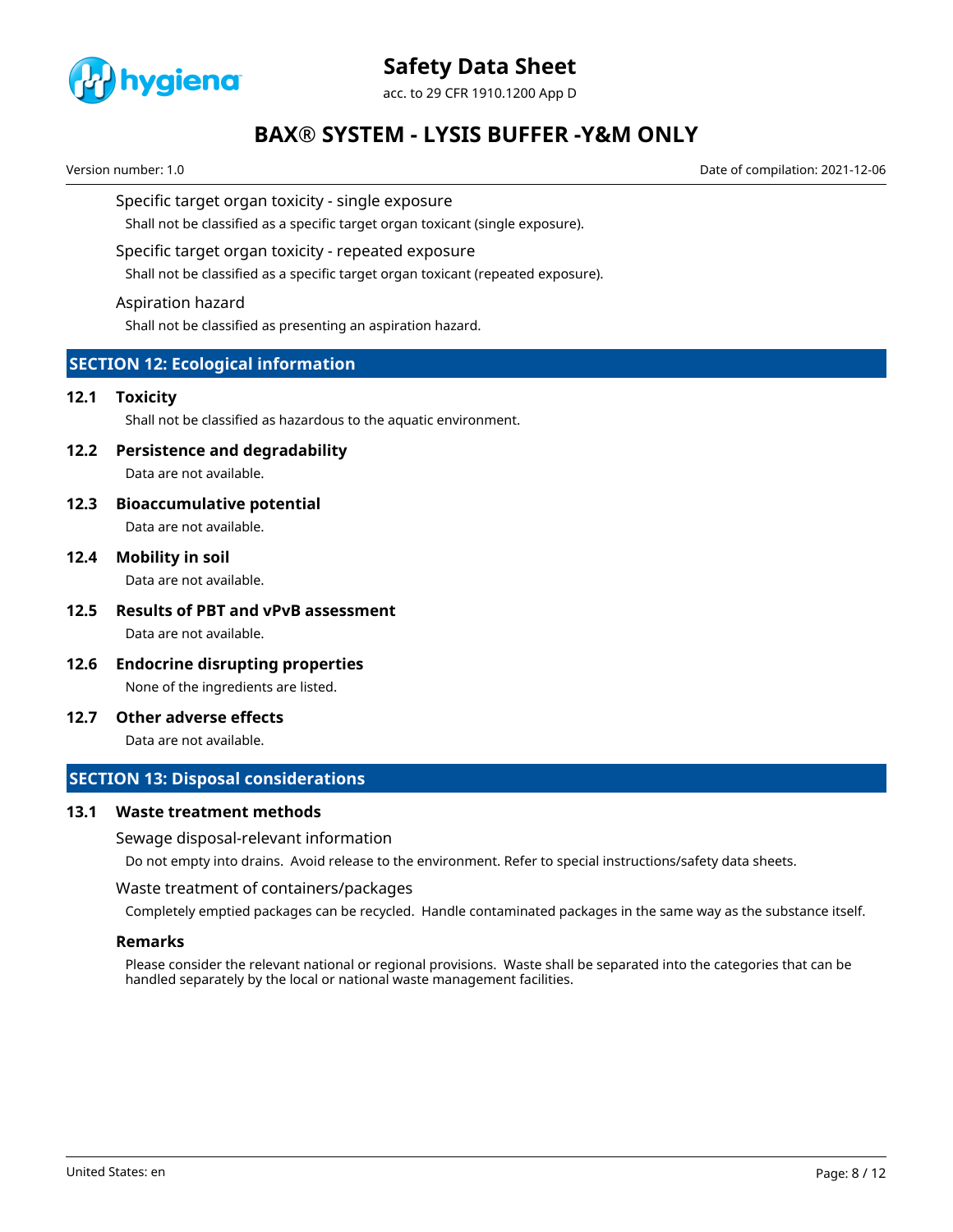Specific target organ toxicity - single exposure

Shall not be classified as a specific target organ toxicant (single exposure).

Specific target organ toxicity - repeated exposure

Shall not be classified as a specific target organ toxicant (repeated exposure).

Aspiration hazard

Shall not be classified as presenting an aspiration hazard.

## SECTION 12: Ecological information

### 12.1 Toxicity

Shall not be classified as hazardous to the aquatic environment.

### 12.2 Persistence and degradability

Data are not available.

### 12.3 Bioaccumulative potential

Data are not available.

### 12.4 Mobility in soil

Data are not available.

### 12.5 Results of PBT and vPvB assessment

Data are not available.

### 12.6 Endocrine disrupting properties

None of the ingredients are listed.

### 12.7 Other adverse effects

Data are not available.

## SECTION 13: Disposal considerations

### 13.1 Waste treatment methods

Sewage disposal-relevant information

Do not empty into drains. Avoid release to the environment. Refer to special instructions/safety data sheets.

Waste treatment of containers/packages

Completely emptied packages can be recycled. Handle contaminated packages in the same way as the substance itself.

**Remarks**

Please consider the relevant national or regional provisions. Waste shall be separated into the categories that can be handled separately by the local or national waste management facilities.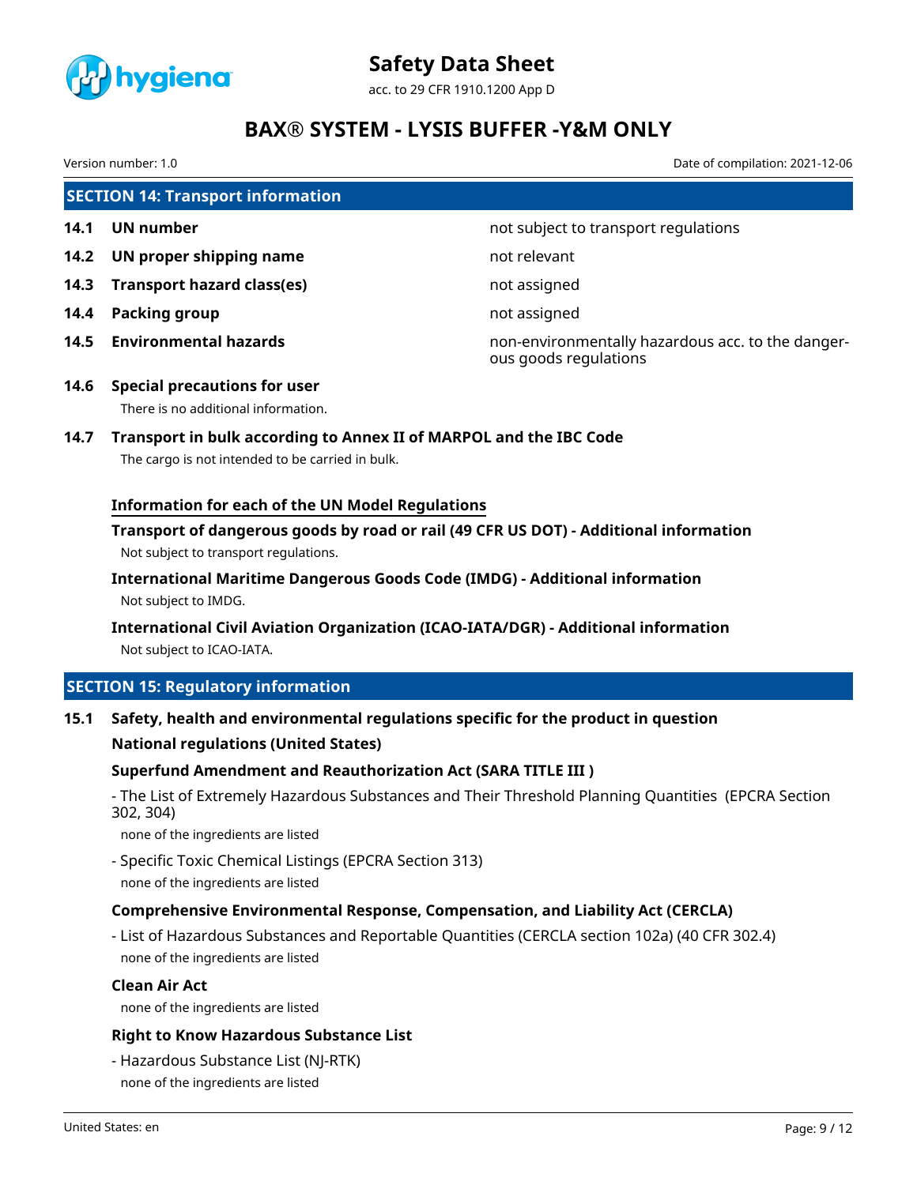## SECTION 14: Transport information

| | | |
|---|---|---|
| **14.1** | **UN number** | not subject to transport regulations |
| **14.2** | **UN proper shipping name** | not relevant |
| **14.3** | **Transport hazard class(es)** | not assigned |
| **14.4** | **Packing group** | not assigned |
| **14.5** | **Environmental hazards** | non-environmentally hazardous acc. to the dangerous goods regulations |

### 14.6 Special precautions for user

There is no additional information.

### 14.7 Transport in bulk according to Annex II of MARPOL and the IBC Code

The cargo is not intended to be carried in bulk.

#### Information for each of the UN Model Regulations

**Transport of dangerous goods by road or rail (49 CFR US DOT) - Additional information**

Not subject to transport regulations.

**International Maritime Dangerous Goods Code (IMDG) - Additional information**

Not subject to IMDG.

**International Civil Aviation Organization (ICAO-IATA/DGR) - Additional information**

Not subject to ICAO-IATA.

## SECTION 15: Regulatory information

### 15.1 Safety, health and environmental regulations specific for the product in question

**National regulations (United States)**

**Superfund Amendment and Reauthorization Act (SARA TITLE III )**

- The List of Extremely Hazardous Substances and Their Threshold Planning Quantities (EPCRA Section 302, 304)

  none of the ingredients are listed

- Specific Toxic Chemical Listings (EPCRA Section 313)

  none of the ingredients are listed

**Comprehensive Environmental Response, Compensation, and Liability Act (CERCLA)**

- List of Hazardous Substances and Reportable Quantities (CERCLA section 102a) (40 CFR 302.4)

  none of the ingredients are listed

**Clean Air Act**

none of the ingredients are listed

**Right to Know Hazardous Substance List**

- Hazardous Substance List (NJ-RTK)

  none of the ingredients are listed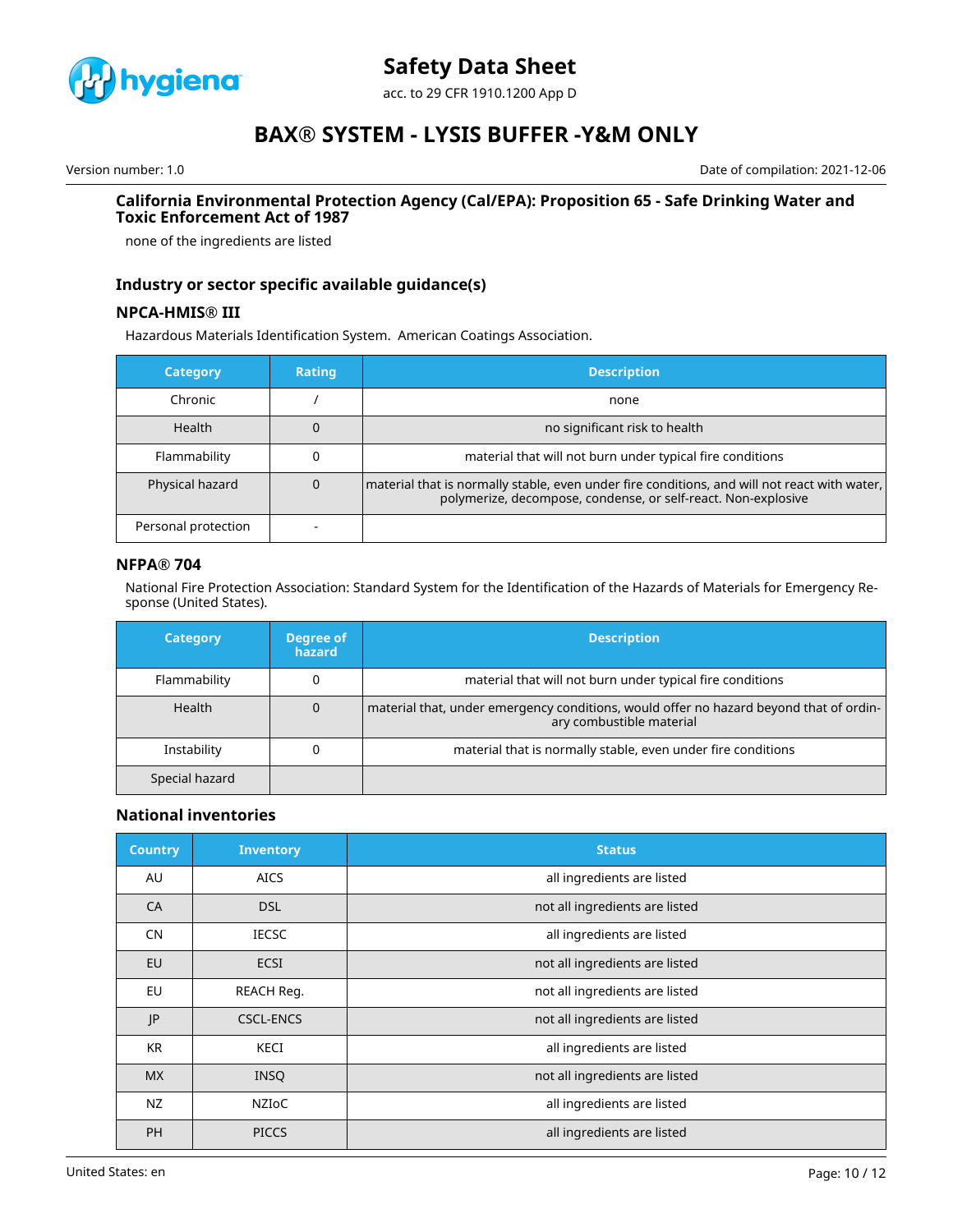#### California Environmental Protection Agency (Cal/EPA): Proposition 65 - Safe Drinking Water and Toxic Enforcement Act of 1987

none of the ingredients are listed

### Industry or sector specific available guidance(s)

#### NPCA-HMIS® III

Hazardous Materials Identification System. American Coatings Association.

| Category | Rating | Description |
|---|---|---|
| Chronic | / | none |
| Health | 0 | no significant risk to health |
| Flammability | 0 | material that will not burn under typical fire conditions |
| Physical hazard | 0 | material that is normally stable, even under fire conditions, and will not react with water, polymerize, decompose, condense, or self-react. Non-explosive |
| Personal protection | - | |

#### NFPA® 704

National Fire Protection Association: Standard System for the Identification of the Hazards of Materials for Emergency Response (United States).

| Category | Degree of hazard | Description |
|---|---|---|
| Flammability | 0 | material that will not burn under typical fire conditions |
| Health | 0 | material that, under emergency conditions, would offer no hazard beyond that of ordinary combustible material |
| Instability | 0 | material that is normally stable, even under fire conditions |
| Special hazard | | |

### National inventories

| Country | Inventory | Status |
|---|---|---|
| AU | AICS | all ingredients are listed |
| CA | DSL | not all ingredients are listed |
| CN | IECSC | all ingredients are listed |
| EU | ECSI | not all ingredients are listed |
| EU | REACH Reg. | not all ingredients are listed |
| JP | CSCL-ENCS | not all ingredients are listed |
| KR | KECI | all ingredients are listed |
| MX | INSQ | not all ingredients are listed |
| NZ | NZIoC | all ingredients are listed |
| PH | PICCS | all ingredients are listed |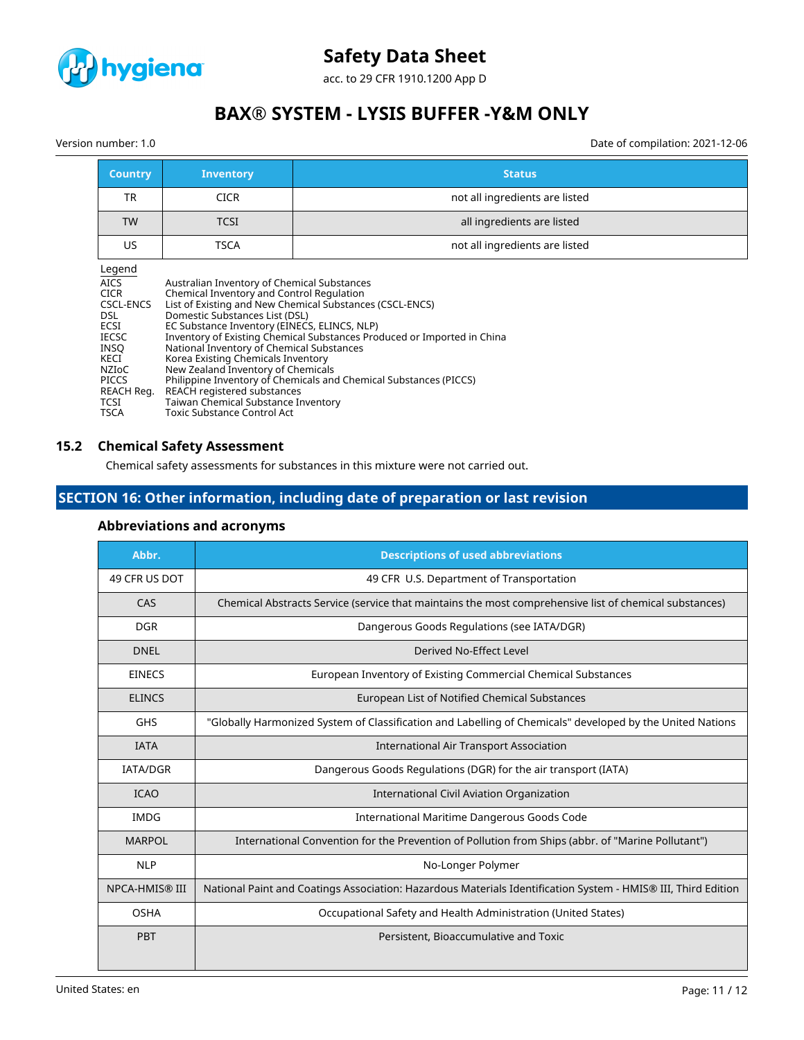| Country | Inventory | Status |
|---|---|---|
| TR | CICR | not all ingredients are listed |
| TW | TCSI | all ingredients are listed |
| US | TSCA | not all ingredients are listed |

Legend

| | |
|---|---|
| AICS | Australian Inventory of Chemical Substances |
| CICR | Chemical Inventory and Control Regulation |
| CSCL-ENCS | List of Existing and New Chemical Substances (CSCL-ENCS) |
| DSL | Domestic Substances List (DSL) |
| ECSI | EC Substance Inventory (EINECS, ELINCS, NLP) |
| IECSC | Inventory of Existing Chemical Substances Produced or Imported in China |
| INSQ | National Inventory of Chemical Substances |
| KECI | Korea Existing Chemicals Inventory |
| NZIoC | New Zealand Inventory of Chemicals |
| PICCS | Philippine Inventory of Chemicals and Chemical Substances (PICCS) |
| REACH Reg. | REACH registered substances |
| TCSI | Taiwan Chemical Substance Inventory |
| TSCA | Toxic Substance Control Act |

## 15.2 Chemical Safety Assessment

Chemical safety assessments for substances in this mixture were not carried out.

# SECTION 16: Other information, including date of preparation or last revision

### Abbreviations and acronyms

| Abbr. | Descriptions of used abbreviations |
|---|---|
| 49 CFR US DOT | 49 CFR U.S. Department of Transportation |
| CAS | Chemical Abstracts Service (service that maintains the most comprehensive list of chemical substances) |
| DGR | Dangerous Goods Regulations (see IATA/DGR) |
| DNEL | Derived No-Effect Level |
| EINECS | European Inventory of Existing Commercial Chemical Substances |
| ELINCS | European List of Notified Chemical Substances |
| GHS | "Globally Harmonized System of Classification and Labelling of Chemicals" developed by the United Nations |
| IATA | International Air Transport Association |
| IATA/DGR | Dangerous Goods Regulations (DGR) for the air transport (IATA) |
| ICAO | International Civil Aviation Organization |
| IMDG | International Maritime Dangerous Goods Code |
| MARPOL | International Convention for the Prevention of Pollution from Ships (abbr. of "Marine Pollutant") |
| NLP | No-Longer Polymer |
| NPCA-HMIS® III | National Paint and Coatings Association: Hazardous Materials Identification System - HMIS® III, Third Edition |
| OSHA | Occupational Safety and Health Administration (United States) |
| PBT | Persistent, Bioaccumulative and Toxic |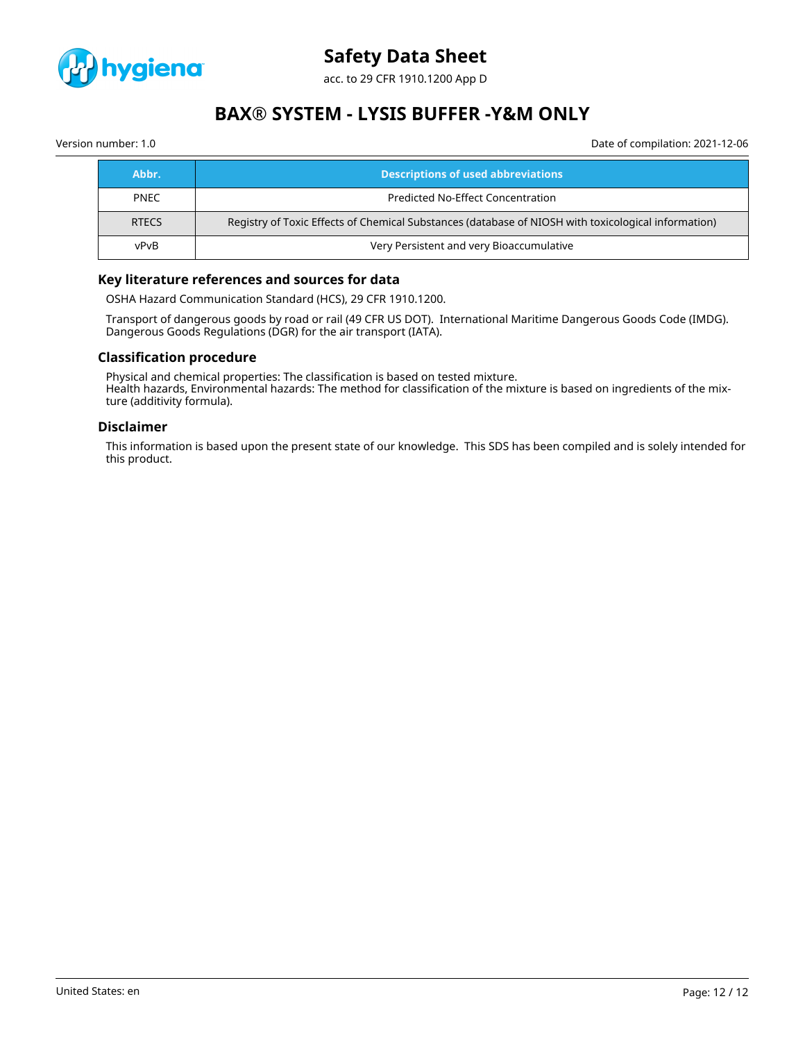| Abbr. | Descriptions of used abbreviations |
| --- | --- |
| PNEC | Predicted No-Effect Concentration |
| RTECS | Registry of Toxic Effects of Chemical Substances (database of NIOSH with toxicological information) |
| vPvB | Very Persistent and very Bioaccumulative |

### Key literature references and sources for data

OSHA Hazard Communication Standard (HCS), 29 CFR 1910.1200.

Transport of dangerous goods by road or rail (49 CFR US DOT). International Maritime Dangerous Goods Code (IMDG). Dangerous Goods Regulations (DGR) for the air transport (IATA).

### Classification procedure

Physical and chemical properties: The classification is based on tested mixture.
Health hazards, Environmental hazards: The method for classification of the mixture is based on ingredients of the mixture (additivity formula).

### Disclaimer

This information is based upon the present state of our knowledge. This SDS has been compiled and is solely intended for this product.